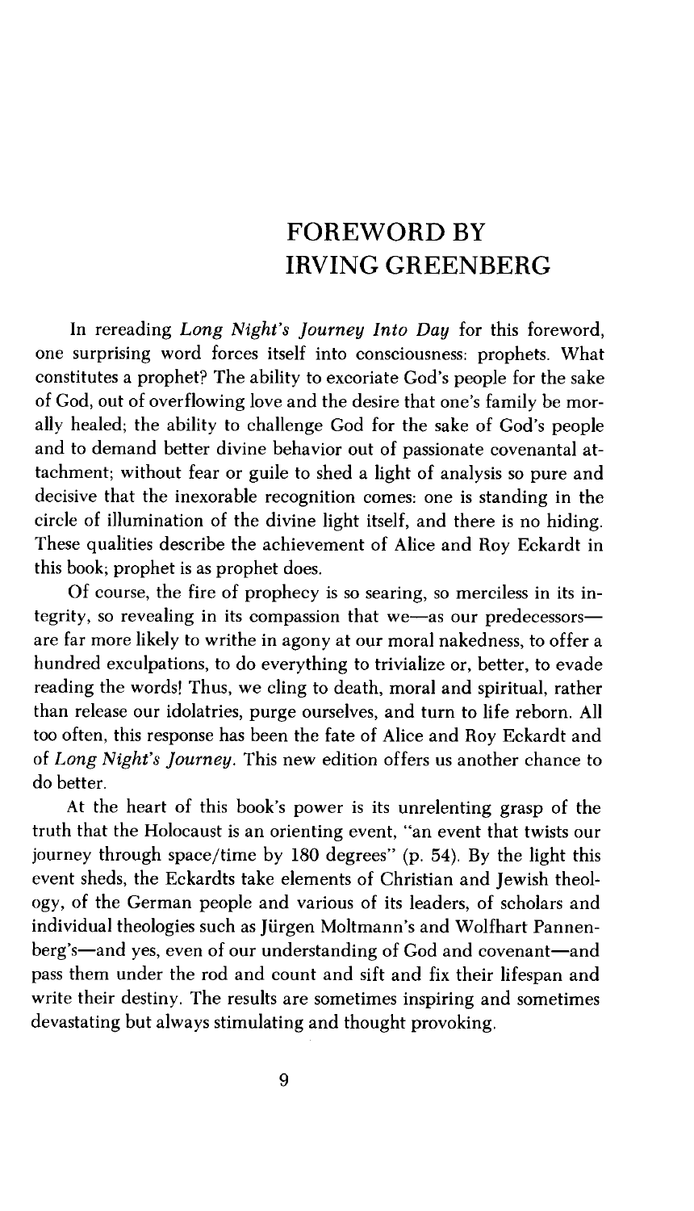# FOREWORD BY IRVING GREENBERG

In rereading *Long Night's Journey Into Day* for this foreword, one surprising word forces itself into consciousness: prophets. What constitutes a prophet? The ability to excoriate God's people for the sake of God, out of overflowing love and the desire that one's family be morally healed; the ability to challenge God for the sake of God's people and to demand better divine behavior out of passionate covenantal attachment; without fear or guile to shed a light of analysis so pure and decisive that the inexorable recognition comes: one is standing in the circle of illumination of the divine light itself, and there is no hiding. These qualities describe the achievement of Alice and Roy Eckardt in this book; prophet is as prophet does.

Of course, the fire of prophecy is so searing, so merciless in its integrity, so revealing in its compassion that we—as our predecessors—are far more likely to writhe in agony at our moral nakedness, to offer a hundred exculpations, to do everything to trivialize or, better, to evade reading the words! Thus, we cling to death, moral and spiritual, rather than release our idolatries, purge ourselves, and turn to life reborn. All too often, this response has been the fate of Alice and Roy Eckardt and of *Long Night's Journey*. This new edition offers us another chance to do better.

At the heart of this book's power is its unrelenting grasp of the truth that the Holocaust is an orienting event, "an event that twists our journey through space/time by 180 degrees" (p. 54). By the light this event sheds, the Eckardts take elements of Christian and Jewish theology, of the German people and various of its leaders, of scholars and individual theologies such as Jürgen Moltmann's and Wolfhart Pannenberg's—and yes, even of our understanding of God and covenant—and pass them under the rod and count and sift and fix their lifespan and write their destiny. The results are sometimes inspiring and sometimes devastating but always stimulating and thought provoking.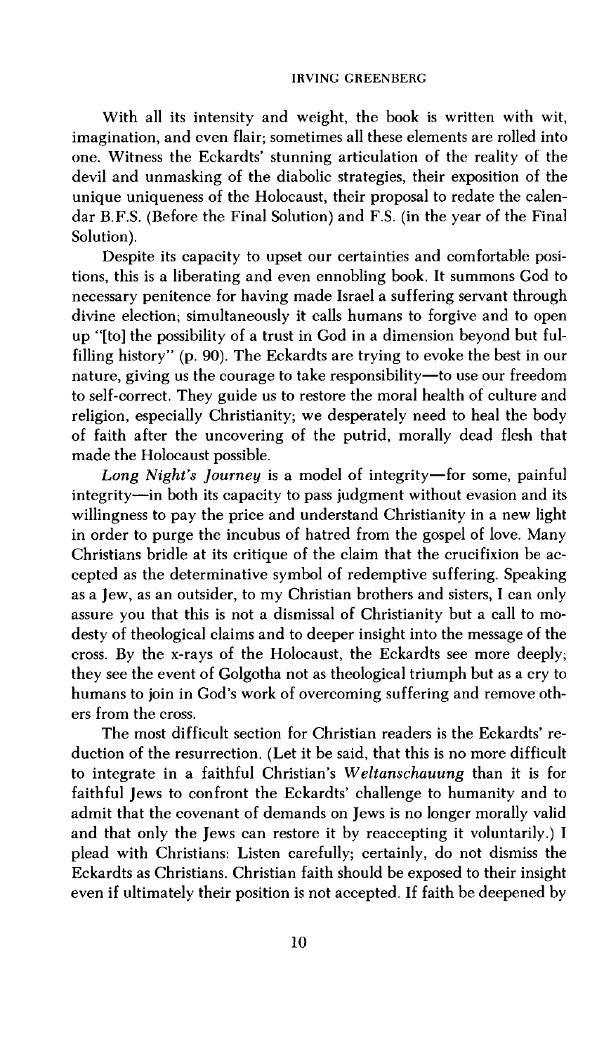With all its intensity and weight, the book is written with wit, imagination, and even flair; sometimes all these elements are rolled into one. Witness the Eckardts' stunning articulation of the reality of the devil and unmasking of the diabolic strategies, their exposition of the unique uniqueness of the Holocaust, their proposal to redate the calendar B.F.S. (Before the Final Solution) and F.S. (in the year of the Final Solution).

Despite its capacity to upset our certainties and comfortable positions, this is a liberating and even ennobling book. It summons God to necessary penitence for having made Israel a suffering servant through divine election; simultaneously it calls humans to forgive and to open up "[to] the possibility of a trust in God in a dimension beyond but fulfilling history" (p. 90). The Eckardts are trying to evoke the best in our nature, giving us the courage to take responsibility—to use our freedom to self-correct. They guide us to restore the moral health of culture and religion, especially Christianity; we desperately need to heal the body of faith after the uncovering of the putrid, morally dead flesh that made the Holocaust possible.

*Long Night's Journey* is a model of integrity—for some, painful integrity—in both its capacity to pass judgment without evasion and its willingness to pay the price and understand Christianity in a new light in order to purge the incubus of hatred from the gospel of love. Many Christians bridle at its critique of the claim that the crucifixion be accepted as the determinative symbol of redemptive suffering. Speaking as a Jew, as an outsider, to my Christian brothers and sisters, I can only assure you that this is not a dismissal of Christianity but a call to modesty of theological claims and to deeper insight into the message of the cross. By the x-rays of the Holocaust, the Eckardts see more deeply; they see the event of Golgotha not as theological triumph but as a cry to humans to join in God's work of overcoming suffering and remove others from the cross.

The most difficult section for Christian readers is the Eckardts' reduction of the resurrection. (Let it be said, that this is no more difficult to integrate in a faithful Christian's *Weltanschauung* than it is for faithful Jews to confront the Eckardts' challenge to humanity and to admit that the covenant of demands on Jews is no longer morally valid and that only the Jews can restore it by reaccepting it voluntarily.) I plead with Christians: Listen carefully; certainly, do not dismiss the Eckardts as Christians. Christian faith should be exposed to their insight even if ultimately their position is not accepted. If faith be deepened by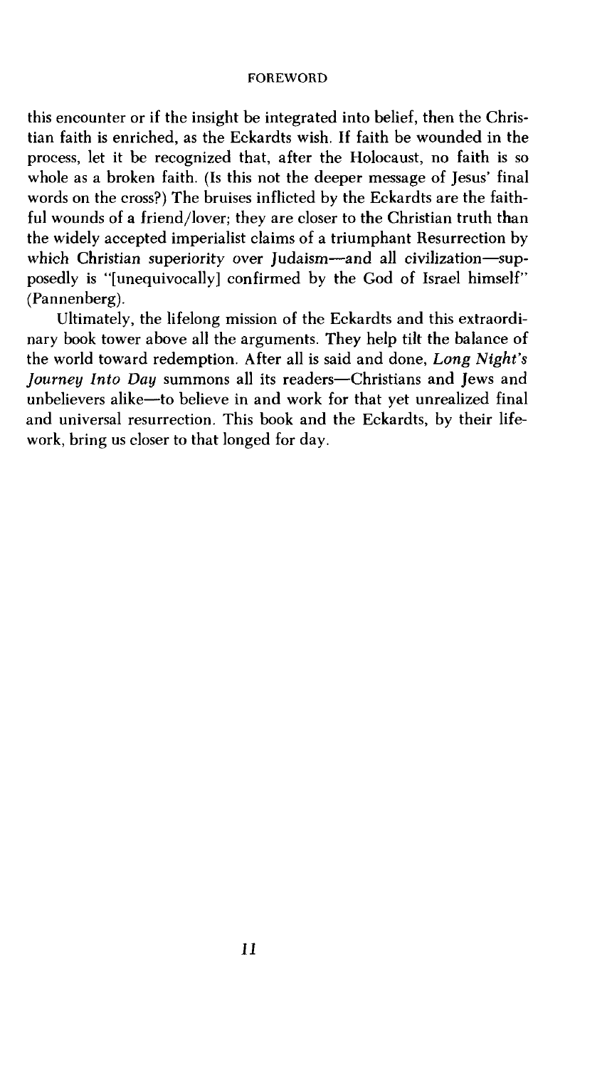this encounter or if the insight be integrated into belief, then the Christian faith is enriched, as the Eckardts wish. If faith be wounded in the process, let it be recognized that, after the Holocaust, no faith is so whole as a broken faith. (Is this not the deeper message of Jesus' final words on the cross?) The bruises inflicted by the Eckardts are the faithful wounds of a friend/lover; they are closer to the Christian truth than the widely accepted imperialist claims of a triumphant Resurrection by which Christian superiority over Judaism—and all civilization—supposedly is "[unequivocally] confirmed by the God of Israel himself" (Pannenberg).

Ultimately, the lifelong mission of the Eckardts and this extraordinary book tower above all the arguments. They help tilt the balance of the world toward redemption. After all is said and done, *Long Night's Journey Into Day* summons all its readers—Christians and Jews and unbelievers alike—to believe in and work for that yet unrealized final and universal resurrection. This book and the Eckardts, by their lifework, bring us closer to that longed for day.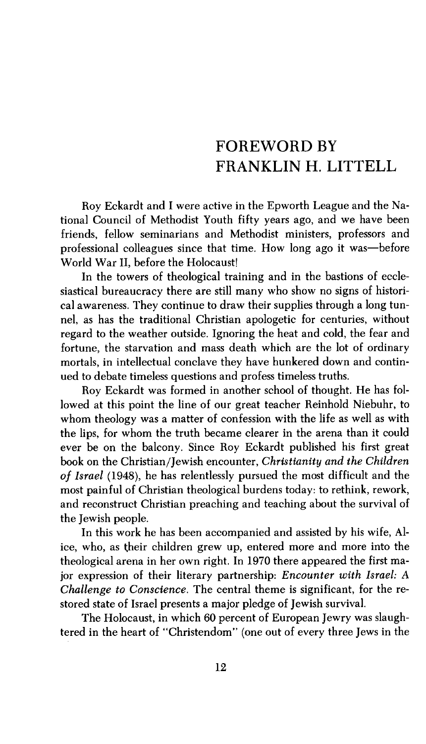# FOREWORD BY FRANKLIN H. LITTELL

Roy Eckardt and I were active in the Epworth League and the National Council of Methodist Youth fifty years ago, and we have been friends, fellow seminarians and Methodist ministers, professors and professional colleagues since that time. How long ago it was—before World War II, before the Holocaust!

In the towers of theological training and in the bastions of ecclesiastical bureaucracy there are still many who show no signs of historical awareness. They continue to draw their supplies through a long tunnel, as has the traditional Christian apologetic for centuries, without regard to the weather outside. Ignoring the heat and cold, the fear and fortune, the starvation and mass death which are the lot of ordinary mortals, in intellectual conclave they have hunkered down and continued to debate timeless questions and profess timeless truths.

Roy Eckardt was formed in another school of thought. He has followed at this point the line of our great teacher Reinhold Niebuhr, to whom theology was a matter of confession with the life as well as with the lips, for whom the truth became clearer in the arena than it could ever be on the balcony. Since Roy Eckardt published his first great book on the Christian/Jewish encounter, *Christianity and the Children of Israel* (1948), he has relentlessly pursued the most difficult and the most painful of Christian theological burdens today: to rethink, rework, and reconstruct Christian preaching and teaching about the survival of the Jewish people.

In this work he has been accompanied and assisted by his wife, Alice, who, as their children grew up, entered more and more into the theological arena in her own right. In 1970 there appeared the first major expression of their literary partnership: *Encounter with Israel: A Challenge to Conscience*. The central theme is significant, for the restored state of Israel presents a major pledge of Jewish survival.

The Holocaust, in which 60 percent of European Jewry was slaughtered in the heart of "Christendom" (one out of every three Jews in the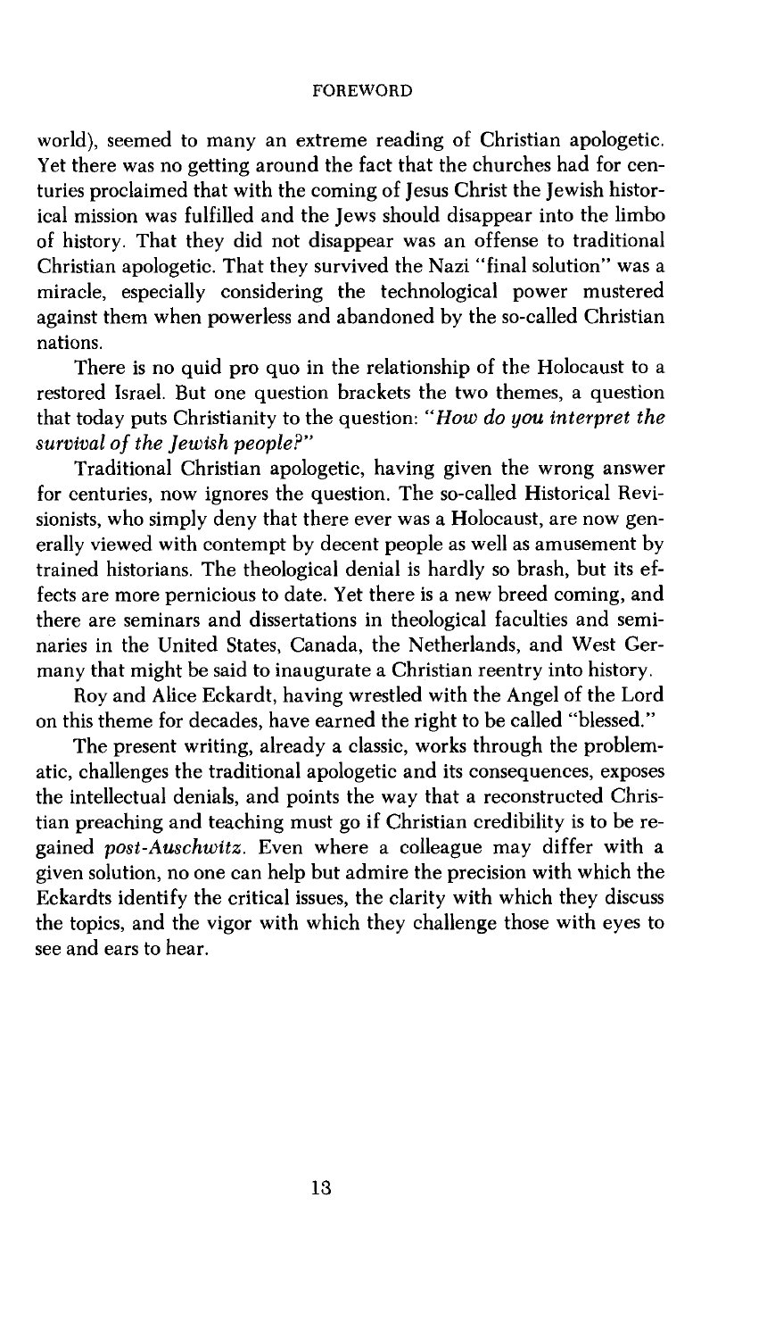world), seemed to many an extreme reading of Christian apologetic. Yet there was no getting around the fact that the churches had for centuries proclaimed that with the coming of Jesus Christ the Jewish historical mission was fulfilled and the Jews should disappear into the limbo of history. That they did not disappear was an offense to traditional Christian apologetic. That they survived the Nazi "final solution" was a miracle, especially considering the technological power mustered against them when powerless and abandoned by the so-called Christian nations.

There is no quid pro quo in the relationship of the Holocaust to a restored Israel. But one question brackets the two themes, a question that today puts Christianity to the question: "*How do you interpret the survival of the Jewish people?*"

Traditional Christian apologetic, having given the wrong answer for centuries, now ignores the question. The so-called Historical Revisionists, who simply deny that there ever was a Holocaust, are now generally viewed with contempt by decent people as well as amusement by trained historians. The theological denial is hardly so brash, but its effects are more pernicious to date. Yet there is a new breed coming, and there are seminars and dissertations in theological faculties and seminaries in the United States, Canada, the Netherlands, and West Germany that might be said to inaugurate a Christian reentry into history.

Roy and Alice Eckardt, having wrestled with the Angel of the Lord on this theme for decades, have earned the right to be called "blessed."

The present writing, already a classic, works through the problematic, challenges the traditional apologetic and its consequences, exposes the intellectual denials, and points the way that a reconstructed Christian preaching and teaching must go if Christian credibility is to be regained *post-Auschwitz*. Even where a colleague may differ with a given solution, no one can help but admire the precision with which the Eckardts identify the critical issues, the clarity with which they discuss the topics, and the vigor with which they challenge those with eyes to see and ears to hear.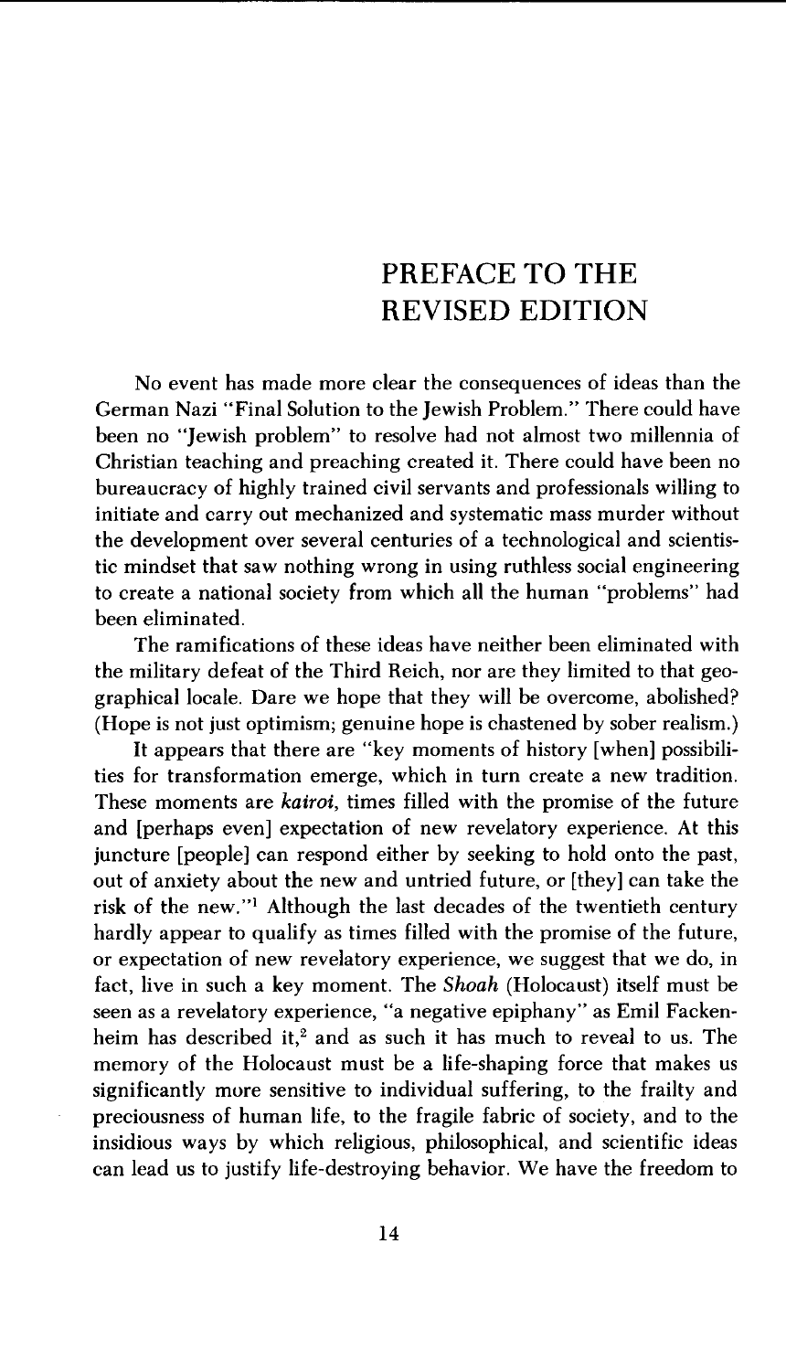# PREFACE TO THE REVISED EDITION

No event has made more clear the consequences of ideas than the German Nazi "Final Solution to the Jewish Problem." There could have been no "Jewish problem" to resolve had not almost two millennia of Christian teaching and preaching created it. There could have been no bureaucracy of highly trained civil servants and professionals willing to initiate and carry out mechanized and systematic mass murder without the development over several centuries of a technological and scientistic mindset that saw nothing wrong in using ruthless social engineering to create a national society from which all the human "problems" had been eliminated.

The ramifications of these ideas have neither been eliminated with the military defeat of the Third Reich, nor are they limited to that geographical locale. Dare we hope that they will be overcome, abolished? (Hope is not just optimism; genuine hope is chastened by sober realism.)

It appears that there are "key moments of history [when] possibilities for transformation emerge, which in turn create a new tradition. These moments are *kairoi*, times filled with the promise of the future and [perhaps even] expectation of new revelatory experience. At this juncture [people] can respond either by seeking to hold onto the past, out of anxiety about the new and untried future, or [they] can take the risk of the new."[1] Although the last decades of the twentieth century hardly appear to qualify as times filled with the promise of the future, or expectation of new revelatory experience, we suggest that we do, in fact, live in such a key moment. The *Shoah* (Holocaust) itself must be seen as a revelatory experience, "a negative epiphany" as Emil Fackenheim has described it,[2] and as such it has much to reveal to us. The memory of the Holocaust must be a life-shaping force that makes us significantly more sensitive to individual suffering, to the frailty and preciousness of human life, to the fragile fabric of society, and to the insidious ways by which religious, philosophical, and scientific ideas can lead us to justify life-destroying behavior. We have the freedom to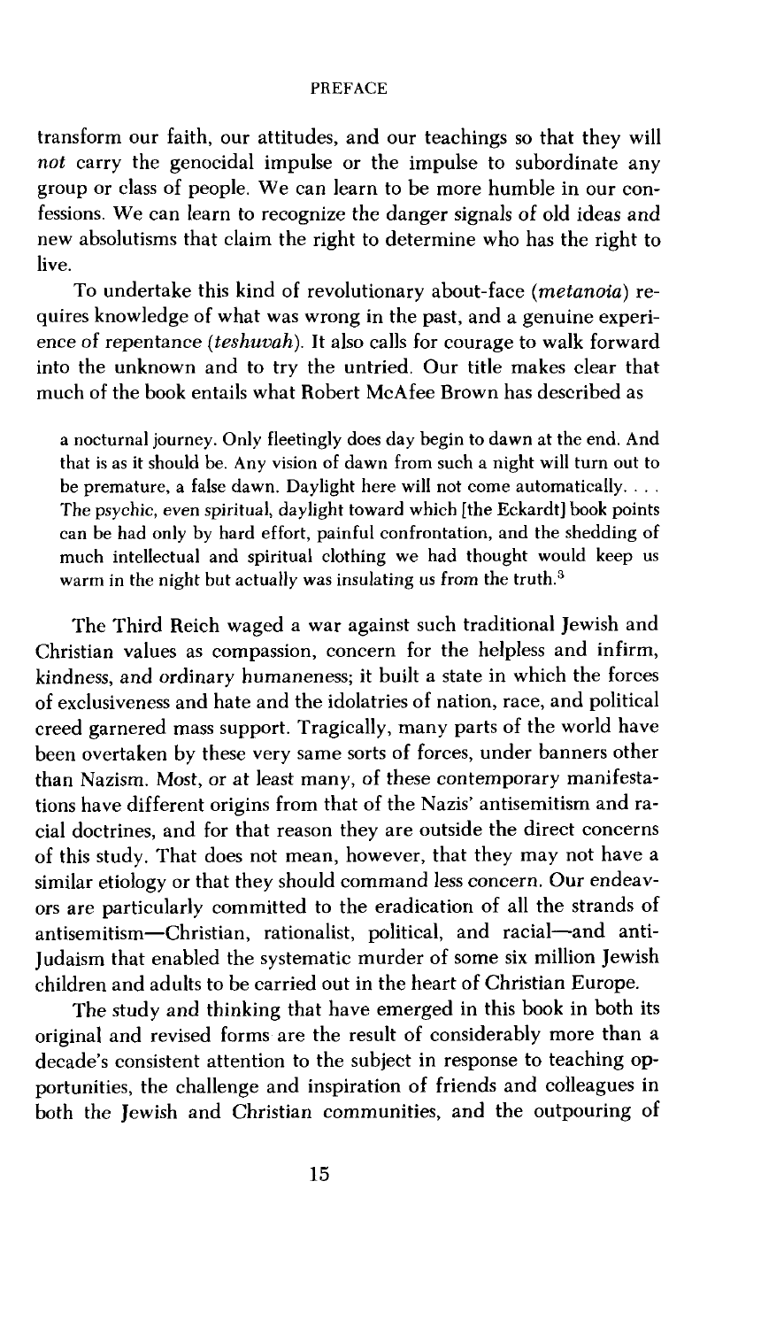transform our faith, our attitudes, and our teachings so that they will *not* carry the genocidal impulse or the impulse to subordinate any group or class of people. We can learn to be more humble in our confessions. We can learn to recognize the danger signals of old ideas and new absolutisms that claim the right to determine who has the right to live.

To undertake this kind of revolutionary about-face (*metanoia*) requires knowledge of what was wrong in the past, and a genuine experience of repentance (*teshuvah*). It also calls for courage to walk forward into the unknown and to try the untried. Our title makes clear that much of the book entails what Robert McAfee Brown has described as

> a nocturnal journey. Only fleetingly does day begin to dawn at the end. And that is as it should be. Any vision of dawn from such a night will turn out to be premature, a false dawn. Daylight here will not come automatically. . . . The psychic, even spiritual, daylight toward which [the Eckardt] book points can be had only by hard effort, painful confrontation, and the shedding of much intellectual and spiritual clothing we had thought would keep us warm in the night but actually was insulating us from the truth.[3]

The Third Reich waged a war against such traditional Jewish and Christian values as compassion, concern for the helpless and infirm, kindness, and ordinary humaneness; it built a state in which the forces of exclusiveness and hate and the idolatries of nation, race, and political creed garnered mass support. Tragically, many parts of the world have been overtaken by these very same sorts of forces, under banners other than Nazism. Most, or at least many, of these contemporary manifestations have different origins from that of the Nazis' antisemitism and racial doctrines, and for that reason they are outside the direct concerns of this study. That does not mean, however, that they may not have a similar etiology or that they should command less concern. Our endeavors are particularly committed to the eradication of all the strands of antisemitism—Christian, rationalist, political, and racial—and anti-Judaism that enabled the systematic murder of some six million Jewish children and adults to be carried out in the heart of Christian Europe.

The study and thinking that have emerged in this book in both its original and revised forms are the result of considerably more than a decade's consistent attention to the subject in response to teaching opportunities, the challenge and inspiration of friends and colleagues in both the Jewish and Christian communities, and the outpouring of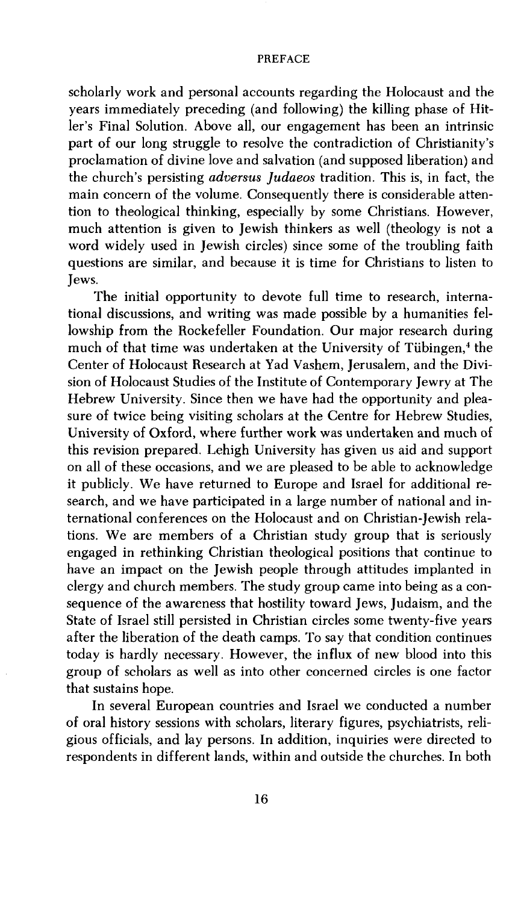scholarly work and personal accounts regarding the Holocaust and the years immediately preceding (and following) the killing phase of Hitler's Final Solution. Above all, our engagement has been an intrinsic part of our long struggle to resolve the contradiction of Christianity's proclamation of divine love and salvation (and supposed liberation) and the church's persisting *adversus Judaeos* tradition. This is, in fact, the main concern of the volume. Consequently there is considerable attention to theological thinking, especially by some Christians. However, much attention is given to Jewish thinkers as well (theology is not a word widely used in Jewish circles) since some of the troubling faith questions are similar, and because it is time for Christians to listen to Jews.

The initial opportunity to devote full time to research, international discussions, and writing was made possible by a humanities fellowship from the Rockefeller Foundation. Our major research during much of that time was undertaken at the University of Tübingen,[4] the Center of Holocaust Research at Yad Vashem, Jerusalem, and the Division of Holocaust Studies of the Institute of Contemporary Jewry at The Hebrew University. Since then we have had the opportunity and pleasure of twice being visiting scholars at the Centre for Hebrew Studies, University of Oxford, where further work was undertaken and much of this revision prepared. Lehigh University has given us aid and support on all of these occasions, and we are pleased to be able to acknowledge it publicly. We have returned to Europe and Israel for additional research, and we have participated in a large number of national and international conferences on the Holocaust and on Christian-Jewish relations. We are members of a Christian study group that is seriously engaged in rethinking Christian theological positions that continue to have an impact on the Jewish people through attitudes implanted in clergy and church members. The study group came into being as a consequence of the awareness that hostility toward Jews, Judaism, and the State of Israel still persisted in Christian circles some twenty-five years after the liberation of the death camps. To say that condition continues today is hardly necessary. However, the influx of new blood into this group of scholars as well as into other concerned circles is one factor that sustains hope.

In several European countries and Israel we conducted a number of oral history sessions with scholars, literary figures, psychiatrists, religious officials, and lay persons. In addition, inquiries were directed to respondents in different lands, within and outside the churches. In both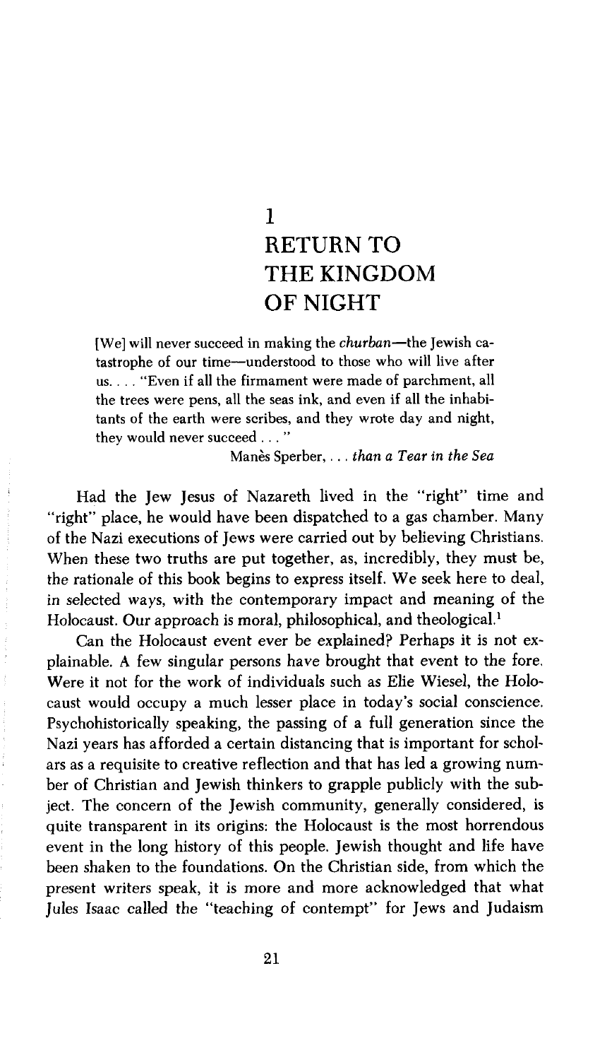# 1 RETURN TO THE KINGDOM OF NIGHT

> [We] will never succeed in making the *churban*—the Jewish catastrophe of our time—understood to those who will live after us. . . . "Even if all the firmament were made of parchment, all the trees were pens, all the seas ink, and even if all the inhabitants of the earth were scribes, and they wrote day and night, they would never succeed . . . "
>
> Manès Sperber, *. . . than a Tear in the Sea*

Had the Jew Jesus of Nazareth lived in the "right" time and "right" place, he would have been dispatched to a gas chamber. Many of the Nazi executions of Jews were carried out by believing Christians. When these two truths are put together, as, incredibly, they must be, the rationale of this book begins to express itself. We seek here to deal, in selected ways, with the contemporary impact and meaning of the Holocaust. Our approach is moral, philosophical, and theological.[1]

Can the Holocaust event ever be explained? Perhaps it is not explainable. A few singular persons have brought that event to the fore. Were it not for the work of individuals such as Elie Wiesel, the Holocaust would occupy a much lesser place in today's social conscience. Psychohistorically speaking, the passing of a full generation since the Nazi years has afforded a certain distancing that is important for scholars as a requisite to creative reflection and that has led a growing number of Christian and Jewish thinkers to grapple publicly with the subject. The concern of the Jewish community, generally considered, is quite transparent in its origins: the Holocaust is the most horrendous event in the long history of this people. Jewish thought and life have been shaken to the foundations. On the Christian side, from which the present writers speak, it is more and more acknowledged that what Jules Isaac called the "teaching of contempt" for Jews and Judaism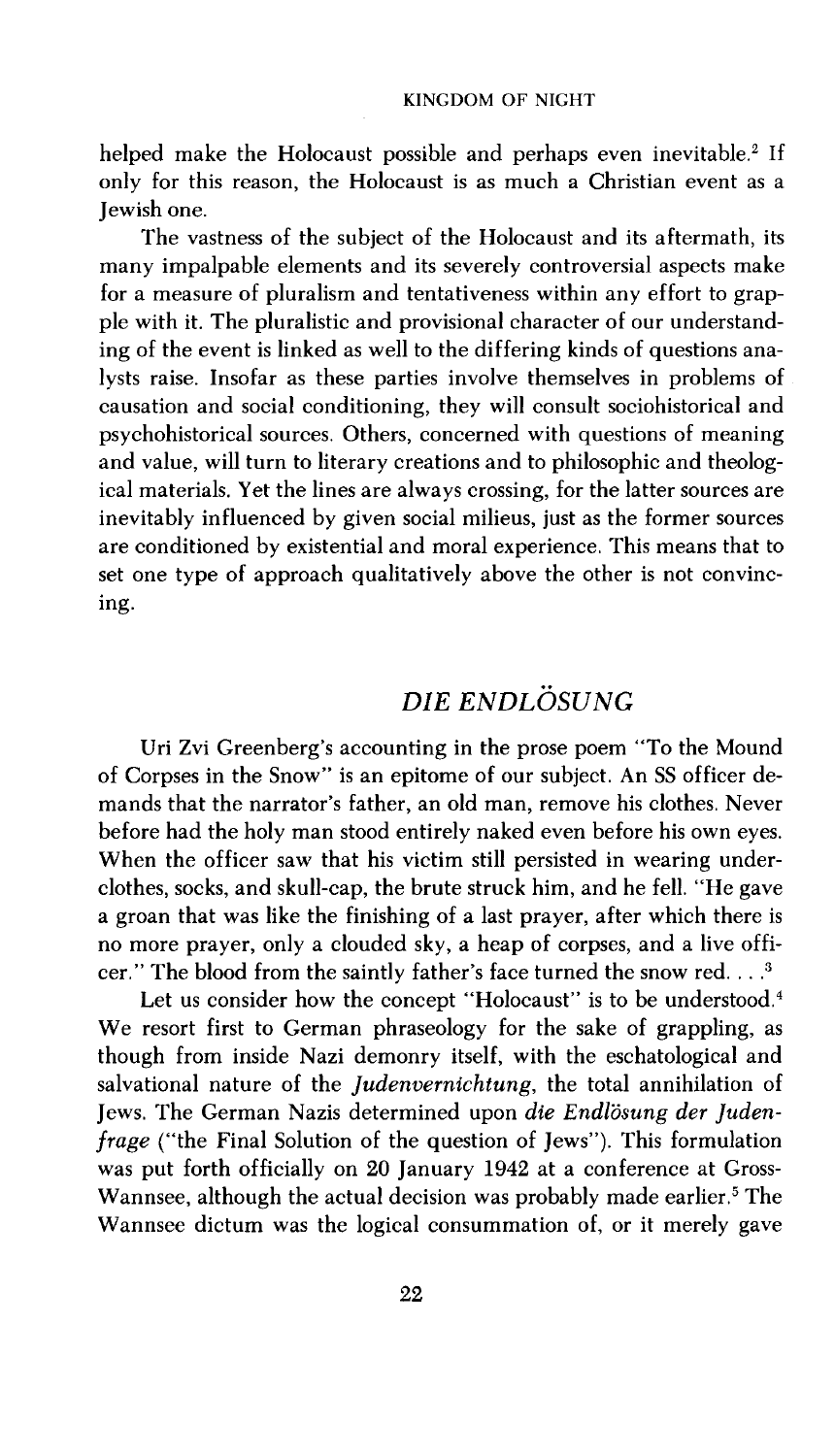helped make the Holocaust possible and perhaps even inevitable.[2] If only for this reason, the Holocaust is as much a Christian event as a Jewish one.

The vastness of the subject of the Holocaust and its aftermath, its many impalpable elements and its severely controversial aspects make for a measure of pluralism and tentativeness within any effort to grapple with it. The pluralistic and provisional character of our understanding of the event is linked as well to the differing kinds of questions analysts raise. Insofar as these parties involve themselves in problems of causation and social conditioning, they will consult sociohistorical and psychohistorical sources. Others, concerned with questions of meaning and value, will turn to literary creations and to philosophic and theological materials. Yet the lines are always crossing, for the latter sources are inevitably influenced by given social milieus, just as the former sources are conditioned by existential and moral experience. This means that to set one type of approach qualitatively above the other is not convincing.

## *DIE ENDLÖSUNG*

Uri Zvi Greenberg's accounting in the prose poem "To the Mound of Corpses in the Snow" is an epitome of our subject. An SS officer demands that the narrator's father, an old man, remove his clothes. Never before had the holy man stood entirely naked even before his own eyes. When the officer saw that his victim still persisted in wearing underclothes, socks, and skull-cap, the brute struck him, and he fell. "He gave a groan that was like the finishing of a last prayer, after which there is no more prayer, only a clouded sky, a heap of corpses, and a live officer." The blood from the saintly father's face turned the snow red. . . .[3]

Let us consider how the concept "Holocaust" is to be understood.[4] We resort first to German phraseology for the sake of grappling, as though from inside Nazi demonry itself, with the eschatological and salvational nature of the *Judenvernichtung*, the total annihilation of Jews. The German Nazis determined upon *die Endlösung der Judenfrage* ("the Final Solution of the question of Jews"). This formulation was put forth officially on 20 January 1942 at a conference at Gross-Wannsee, although the actual decision was probably made earlier.[5] The Wannsee dictum was the logical consummation of, or it merely gave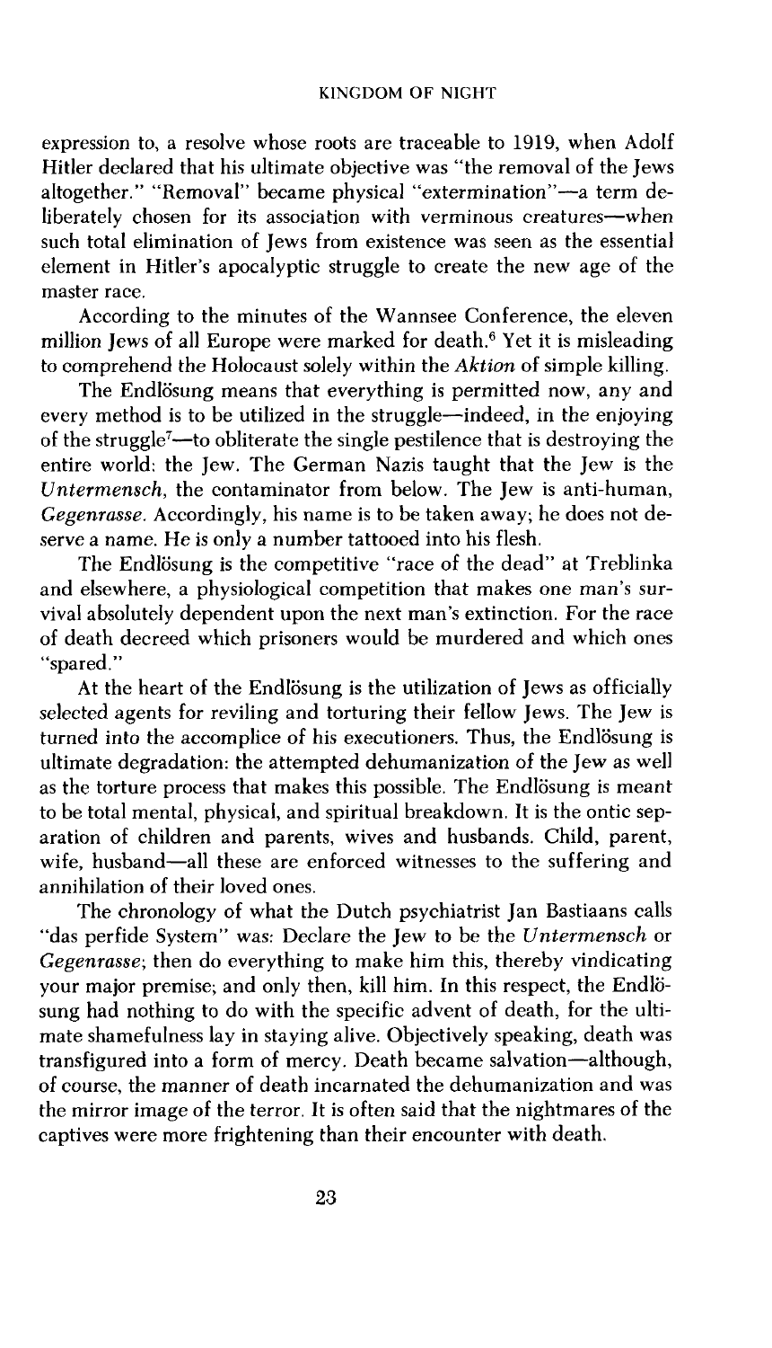expression to, a resolve whose roots are traceable to 1919, when Adolf Hitler declared that his ultimate objective was "the removal of the Jews altogether." "Removal" became physical "extermination"—a term deliberately chosen for its association with verminous creatures—when such total elimination of Jews from existence was seen as the essential element in Hitler's apocalyptic struggle to create the new age of the master race.

According to the minutes of the Wannsee Conference, the eleven million Jews of all Europe were marked for death.[6] Yet it is misleading to comprehend the Holocaust solely within the *Aktion* of simple killing.

The Endlösung means that everything is permitted now, any and every method is to be utilized in the struggle—indeed, in the enjoying of the struggle[7]—to obliterate the single pestilence that is destroying the entire world: the Jew. The German Nazis taught that the Jew is the *Untermensch*, the contaminator from below. The Jew is anti-human, *Gegenrasse*. Accordingly, his name is to be taken away; he does not deserve a name. He is only a number tattooed into his flesh.

The Endlösung is the competitive "race of the dead" at Treblinka and elsewhere, a physiological competition that makes one man's survival absolutely dependent upon the next man's extinction. For the race of death decreed which prisoners would be murdered and which ones "spared."

At the heart of the Endlösung is the utilization of Jews as officially selected agents for reviling and torturing their fellow Jews. The Jew is turned into the accomplice of his executioners. Thus, the Endlösung is ultimate degradation: the attempted dehumanization of the Jew as well as the torture process that makes this possible. The Endlösung is meant to be total mental, physical, and spiritual breakdown. It is the ontic separation of children and parents, wives and husbands. Child, parent, wife, husband—all these are enforced witnesses to the suffering and annihilation of their loved ones.

The chronology of what the Dutch psychiatrist Jan Bastiaans calls "das perfide System" was: Declare the Jew to be the *Untermensch* or *Gegenrasse*; then do everything to make him this, thereby vindicating your major premise; and only then, kill him. In this respect, the Endlösung had nothing to do with the specific advent of death, for the ultimate shamefulness lay in staying alive. Objectively speaking, death was transfigured into a form of mercy. Death became salvation—although, of course, the manner of death incarnated the dehumanization and was the mirror image of the terror. It is often said that the nightmares of the captives were more frightening than their encounter with death.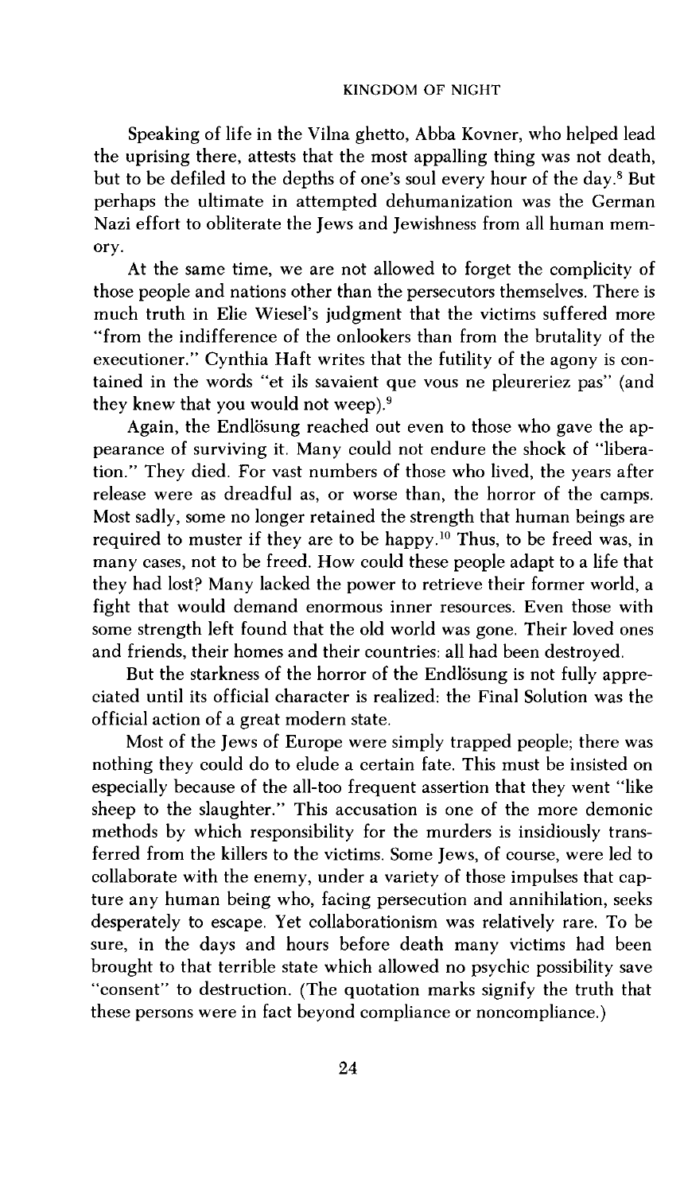Speaking of life in the Vilna ghetto, Abba Kovner, who helped lead the uprising there, attests that the most appalling thing was not death, but to be defiled to the depths of one's soul every hour of the day.[8] But perhaps the ultimate in attempted dehumanization was the German Nazi effort to obliterate the Jews and Jewishness from all human memory.

At the same time, we are not allowed to forget the complicity of those people and nations other than the persecutors themselves. There is much truth in Elie Wiesel's judgment that the victims suffered more "from the indifference of the onlookers than from the brutality of the executioner." Cynthia Haft writes that the futility of the agony is contained in the words "et ils savaient que vous ne pleureriez pas" (and they knew that you would not weep).[9]

Again, the Endlösung reached out even to those who gave the appearance of surviving it. Many could not endure the shock of "liberation." They died. For vast numbers of those who lived, the years after release were as dreadful as, or worse than, the horror of the camps. Most sadly, some no longer retained the strength that human beings are required to muster if they are to be happy.[10] Thus, to be freed was, in many cases, not to be freed. How could these people adapt to a life that they had lost? Many lacked the power to retrieve their former world, a fight that would demand enormous inner resources. Even those with some strength left found that the old world was gone. Their loved ones and friends, their homes and their countries: all had been destroyed.

But the starkness of the horror of the Endlösung is not fully appreciated until its official character is realized: the Final Solution was the official action of a great modern state.

Most of the Jews of Europe were simply trapped people; there was nothing they could do to elude a certain fate. This must be insisted on especially because of the all-too frequent assertion that they went "like sheep to the slaughter." This accusation is one of the more demonic methods by which responsibility for the murders is insidiously transferred from the killers to the victims. Some Jews, of course, were led to collaborate with the enemy, under a variety of those impulses that capture any human being who, facing persecution and annihilation, seeks desperately to escape. Yet collaborationism was relatively rare. To be sure, in the days and hours before death many victims had been brought to that terrible state which allowed no psychic possibility save "consent" to destruction. (The quotation marks signify the truth that these persons were in fact beyond compliance or noncompliance.)